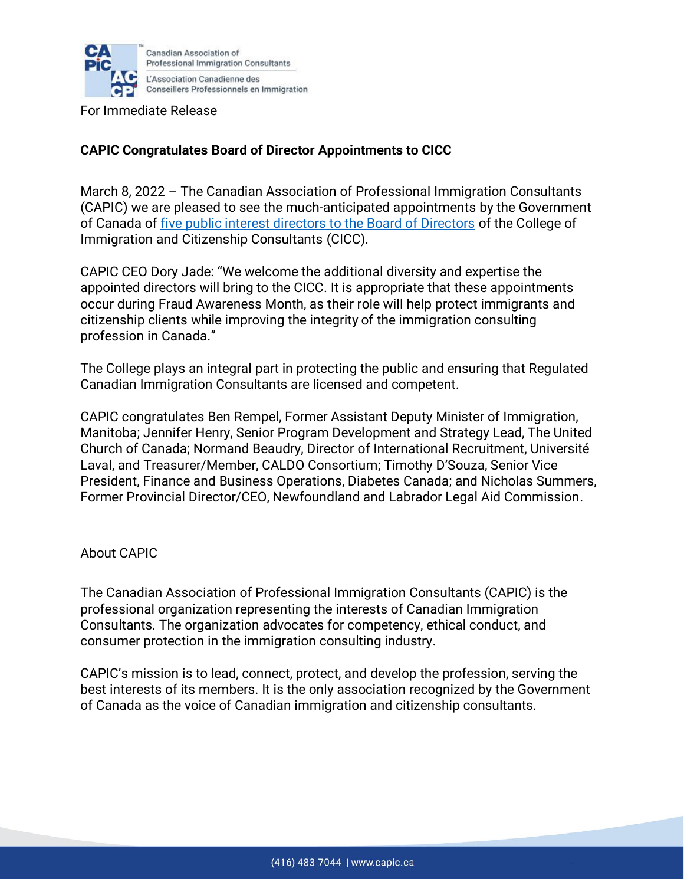Canadian Association of Professional Immigration Consultants

L'Association Canadienne des Conseillers Professionnels en Immigration

For Immediate Release

**CAPIC Congratulates Board of Director Appointments to CICC**

March 8, 2022 – The Canadian Association of Professional Immigration Consultants (CAPIC) we are pleased to see the much-anticipated appointments by the Government of Canada of five public interest directors to the Board of Directors of the College of Immigration and Citizenship Consultants (CICC).

CAPIC CEO Dory Jade: "We welcome the additional diversity and expertise the appointed directors will bring to the CICC. It is appropriate that these appointments occur during Fraud Awareness Month, as their role will help protect immigrants and citizenship clients while improving the integrity of the immigration consulting profession in Canada."

The College plays an integral part in protecting the public and ensuring that Regulated Canadian Immigration Consultants are licensed and competent.

CAPIC congratulates Ben Rempel, Former Assistant Deputy Minister of Immigration, Manitoba; Jennifer Henry, Senior Program Development and Strategy Lead, The United Church of Canada; Normand Beaudry, Director of International Recruitment, Université Laval, and Treasurer/Member, CALDO Consortium; Timothy D'Souza, Senior Vice President, Finance and Business Operations, Diabetes Canada; and Nicholas Summers, Former Provincial Director/CEO, Newfoundland and Labrador Legal Aid Commission.

## About CAPIC

The Canadian Association of Professional Immigration Consultants (CAPIC) is the professional organization representing the interests of Canadian Immigration Consultants. The organization advocates for competency, ethical conduct, and consumer protection in the immigration consulting industry.

CAPIC's mission is to lead, connect, protect, and develop the profession, serving the best interests of its members. It is the only association recognized by the Government of Canada as the voice of Canadian immigration and citizenship consultants.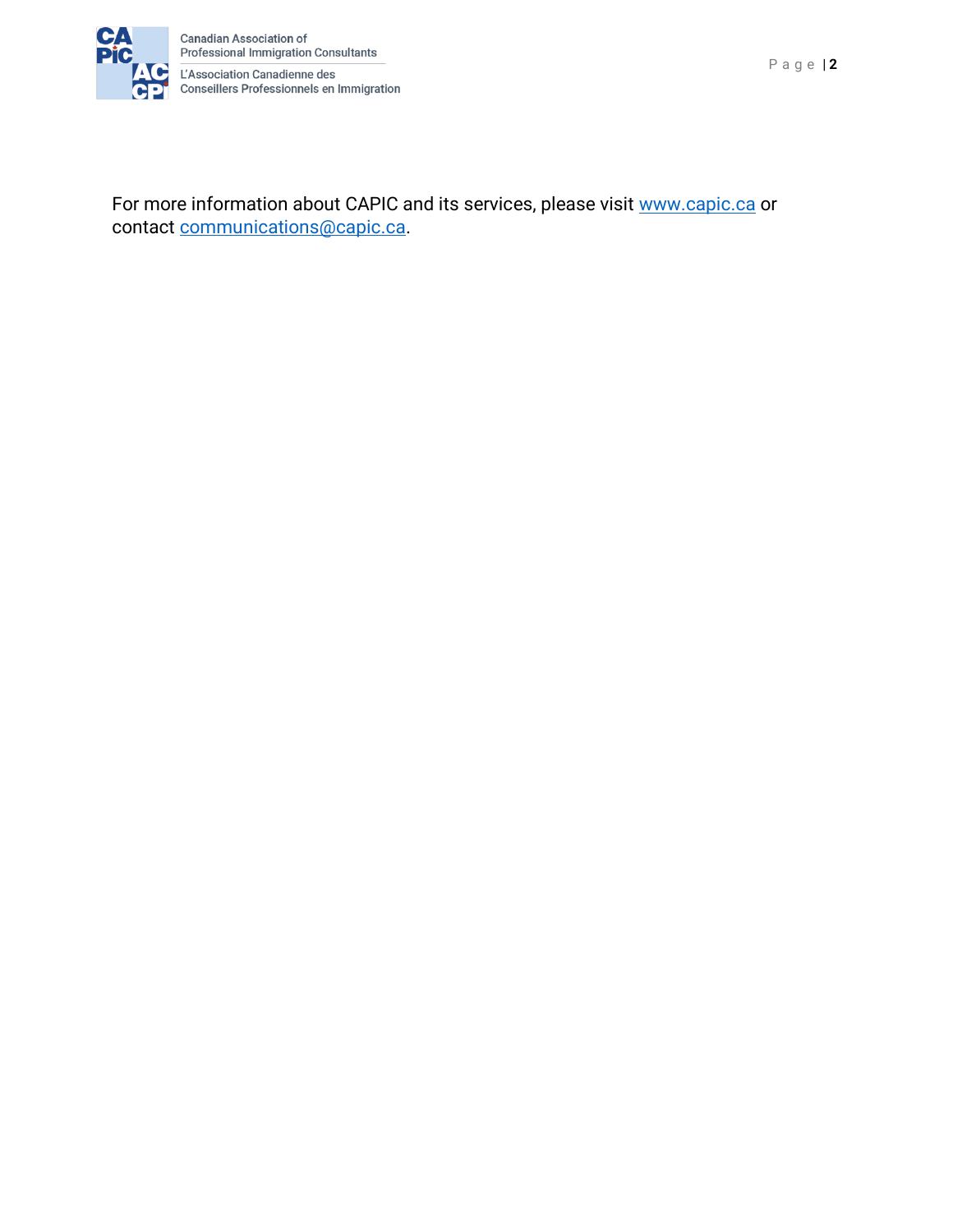For more information about CAPIC and its services, please visit www.capic.ca or contact communications@capic.ca.